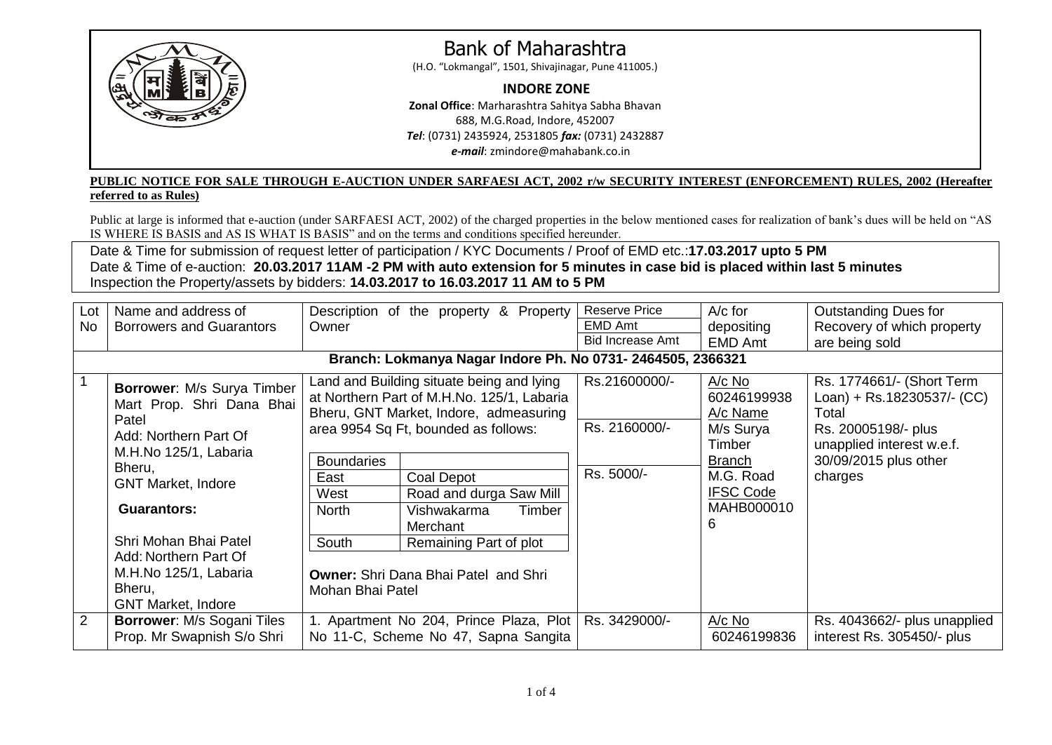# Bank of Maharashtra

(H.O. "Lokmangal", 1501, Shivajinagar, Pune 411005.)

## INDORE ZONE

**Zonal Office**: Marharashtra Sahitya Sabha Bhavan
688, M.G.Road, Indore, 452007
***Tel***: (0731) 2435924, 2531805 ***fax:*** (0731) 2432887
***e-mail***: zmindore@mahabank.co.in

**PUBLIC NOTICE FOR SALE THROUGH E-AUCTION UNDER SARFAESI ACT, 2002 r/w SECURITY INTEREST (ENFORCEMENT) RULES, 2002 (Hereafter referred to as Rules)**

Public at large is informed that e-auction (under SARFAESI ACT, 2002) of the charged properties in the below mentioned cases for realization of bank's dues will be held on "AS IS WHERE IS BASIS and AS IS WHAT IS BASIS" and on the terms and conditions specified hereunder.

Date & Time for submission of request letter of participation / KYC Documents / Proof of EMD etc.:**17.03.2017 upto 5 PM**
Date & Time of e-auction: **20.03.2017 11AM -2 PM with auto extension for 5 minutes in case bid is placed within last 5 minutes**
Inspection the Property/assets by bidders: **14.03.2017 to 16.03.2017 11 AM to 5 PM**

| Lot No | Name and address of Borrowers and Guarantors | Description of the property & Property Owner | Reserve Price / EMD Amt / Bid Increase Amt | A/c for depositing EMD Amt | Outstanding Dues for Recovery of which property are being sold |
|---|---|---|---|---|---|
| **Branch: Lokmanya Nagar Indore Ph. No 0731- 2464505, 2366321** | | | | | |
| 1 | **Borrower**: M/s Surya Timber Mart Prop. Shri Dana Bhai Patel<br>Add: Northern Part Of M.H.No 125/1, Labaria Bheru, GNT Market, Indore<br>**Guarantors:**<br>Shri Mohan Bhai Patel<br>Add: Northern Part Of M.H.No 125/1, Labaria Bheru, GNT Market, Indore | Land and Building situate being and lying at Northern Part of M.H.No. 125/1, Labaria Bheru, GNT Market, Indore, admeasuring area 9954 Sq Ft, bounded as follows:<br>Boundaries<br>East: Coal Depot<br>West: Road and durga Saw Mill<br>North: Vishwakarma Timber Merchant<br>South: Remaining Part of plot<br>**Owner:** Shri Dana Bhai Patel and Shri Mohan Bhai Patel | Rs.21600000/-<br>Rs. 2160000/-<br>Rs. 5000/- | A/c No 60246199938<br>A/c Name M/s Surya Timber<br>Branch M.G. Road<br>IFSC Code MAHB0000106 | Rs. 1774661/- (Short Term Loan) + Rs.18230537/- (CC) Total Rs. 20005198/- plus unapplied interest w.e.f. 30/09/2015 plus other charges |
| 2 | **Borrower**: M/s Sogani Tiles Prop. Mr Swapnish S/o Shri | 1. Apartment No 204, Prince Plaza, Plot No 11-C, Scheme No 47, Sapna Sangita | Rs. 3429000/- | A/c No 60246199836 | Rs. 4043662/- plus unapplied interest Rs. 305450/- plus |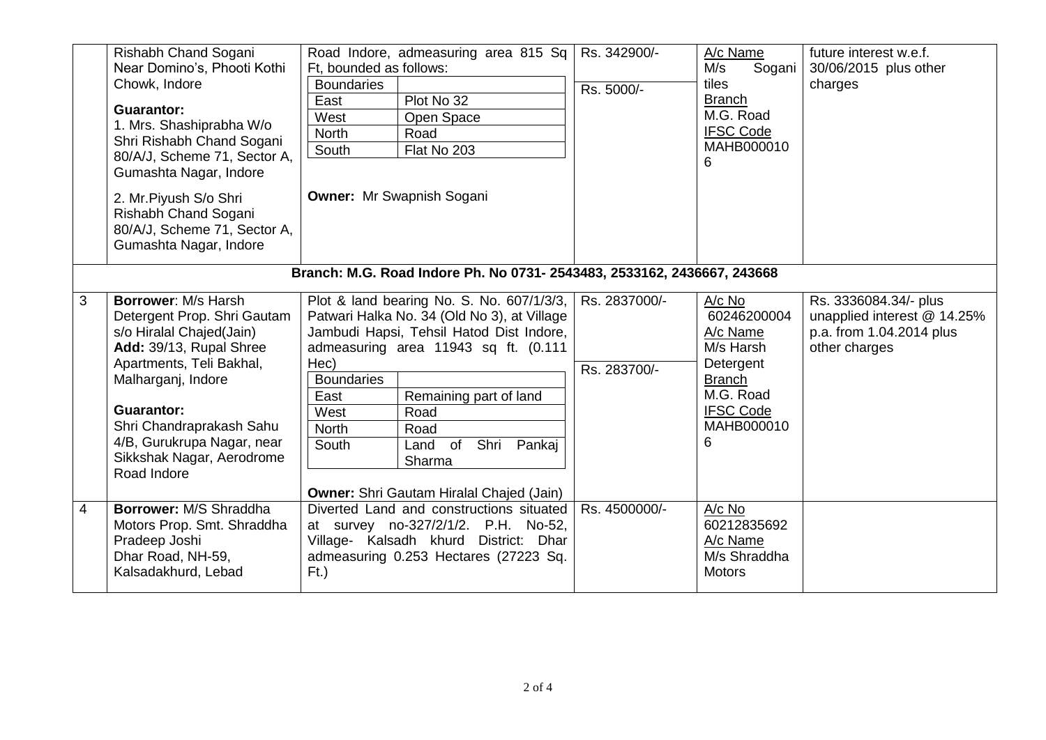| | | | | | |
|---|---|---|---|---|---|
| | Rishabh Chand Sogani Near Domino's, Phooti Kothi Chowk, Indore<br><br>**Guarantor:**<br>1. Mrs. Shashiprabha W/o Shri Rishabh Chand Sogani 80/A/J, Scheme 71, Sector A, Gumashta Nagar, Indore<br><br>2. Mr.Piyush S/o Shri Rishabh Chand Sogani 80/A/J, Scheme 71, Sector A, Gumashta Nagar, Indore | Road Indore, admeasuring area 815 Sq Ft, bounded as follows:<br>Boundaries:<br>East – Plot No 32<br>West – Open Space<br>North – Road<br>South – Flat No 203<br><br>**Owner:** Mr Swapnish Sogani | Rs. 342900/-<br><br>Rs. 5000/- | A/c Name M/s Sogani tiles<br>Branch M.G. Road<br>IFSC Code MAHB0000106 | future interest w.e.f. 30/06/2015 plus other charges |
| **Branch: M.G. Road Indore Ph. No 0731- 2543483, 2533162, 2436667, 243668** | | | | | |
| 3 | **Borrower**: M/s Harsh Detergent Prop. Shri Gautam s/o Hiralal Chajed(Jain)<br>**Add:** 39/13, Rupal Shree Apartments, Teli Bakhal, Malharganj, Indore<br><br>**Guarantor:**<br>Shri Chandraprakash Sahu 4/B, Gurukrupa Nagar, near Sikkshak Nagar, Aerodrome Road Indore | Plot & land bearing No. S. No. 607/1/3/3, Patwari Halka No. 34 (Old No 3), at Village Jambudi Hapsi, Tehsil Hatod Dist Indore, admeasuring area 11943 sq ft. (0.111 Hec)<br>Boundaries:<br>East – Remaining part of land<br>West – Road<br>North – Road<br>South – Land of Shri Pankaj Sharma<br><br>**Owner:** Shri Gautam Hiralal Chajed (Jain) | Rs. 2837000/-<br><br>Rs. 283700/- | A/c No 60246200004<br>A/c Name M/s Harsh Detergent<br>Branch M.G. Road<br>IFSC Code MAHB0000106 | Rs. 3336084.34/- plus unapplied interest @ 14.25% p.a. from 1.04.2014 plus other charges |
| 4 | **Borrower:** M/S Shraddha Motors Prop. Smt. Shraddha Pradeep Joshi Dhar Road, NH-59, Kalsadakhurd, Lebad | Diverted Land and constructions situated at survey no-327/2/1/2. P.H. No-52, Village- Kalsadh khurd District: Dhar admeasuring 0.253 Hectares (27223 Sq. Ft.) | Rs. 4500000/- | A/c No 60212835692<br>A/c Name M/s Shraddha Motors | |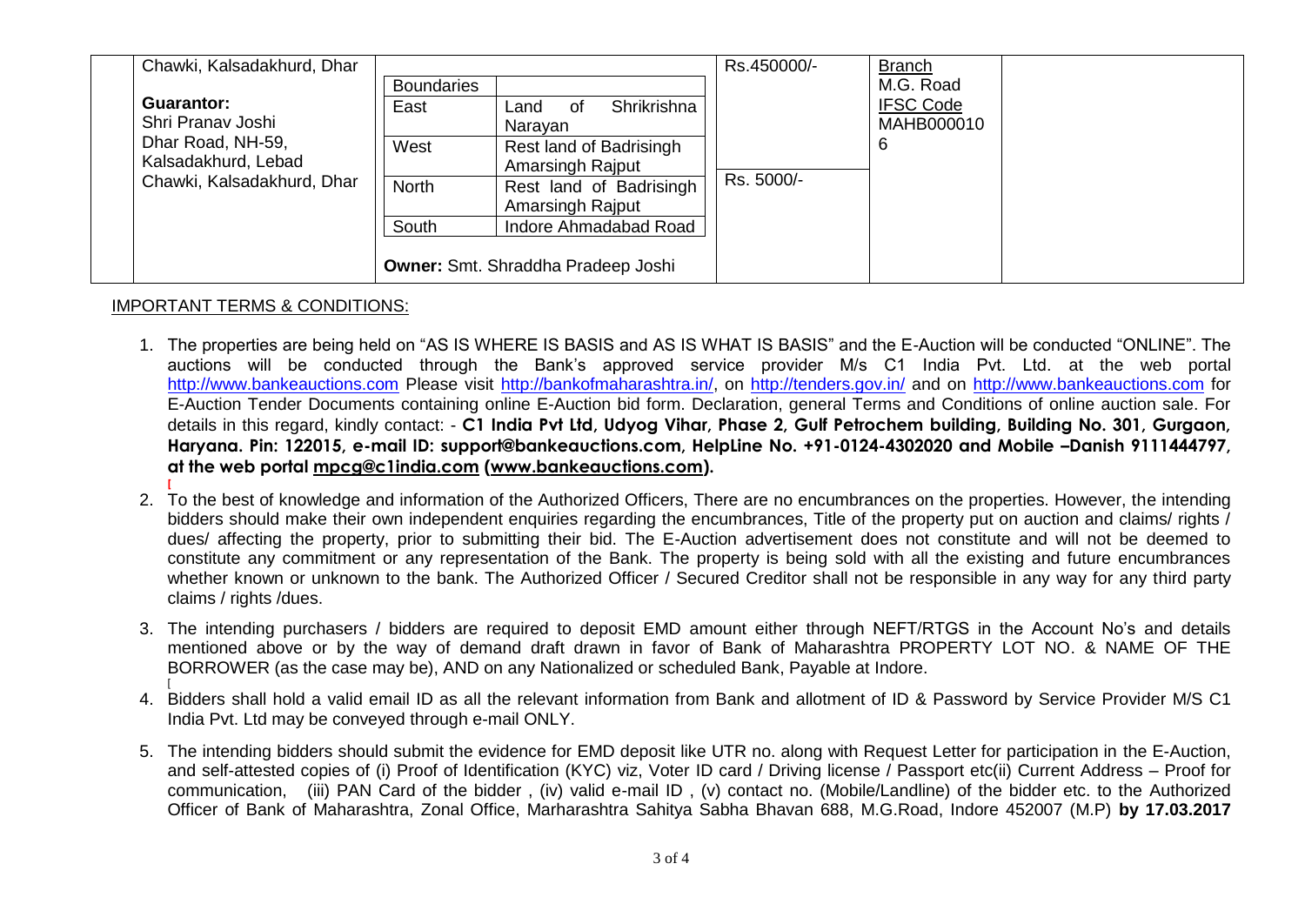| | Chawki, Kalsadakhurd, Dhar<br><br>**Guarantor:**<br>Shri Pranav Joshi<br>Dhar Road, NH-59, Kalsadakhurd, Lebad Chawki, Kalsadakhurd, Dhar | **Boundaries**<br>East: Land of Shrikrishna Narayan<br>West: Rest land of Badrisingh Amarsingh Rajput<br>North: Rest land of Badrisingh Amarsingh Rajput<br>South: Indore Ahmadabad Road<br><br>**Owner:** Smt. Shraddha Pradeep Joshi | Rs.450000/-<br><br>Rs. 5000/- | Branch M.G. Road<br>IFSC Code MAHB0000106 | |
|---|---|---|---|---|---|

IMPORTANT TERMS & CONDITIONS:

1. The properties are being held on "AS IS WHERE IS BASIS and AS IS WHAT IS BASIS" and the E-Auction will be conducted "ONLINE". The auctions will be conducted through the Bank's approved service provider M/s C1 India Pvt. Ltd. at the web portal http://www.bankeauctions.com Please visit http://bankofmaharashtra.in/, on http://tenders.gov.in/ and on http://www.bankeauctions.com for E-Auction Tender Documents containing online E-Auction bid form. Declaration, general Terms and Conditions of online auction sale. For details in this regard, kindly contact: - **C1 India Pvt Ltd, Udyog Vihar, Phase 2, Gulf Petrochem building, Building No. 301, Gurgaon, Haryana. Pin: 122015, e-mail ID: support@bankeauctions.com, HelpLine No. +91-0124-4302020 and Mobile –Danish 9111444797, at the web portal mpcg@c1india.com (www.bankeauctions.com).**

2. To the best of knowledge and information of the Authorized Officers, There are no encumbrances on the properties. However, the intending bidders should make their own independent enquiries regarding the encumbrances, Title of the property put on auction and claims/ rights / dues/ affecting the property, prior to submitting their bid. The E-Auction advertisement does not constitute and will not be deemed to constitute any commitment or any representation of the Bank. The property is being sold with all the existing and future encumbrances whether known or unknown to the bank. The Authorized Officer / Secured Creditor shall not be responsible in any way for any third party claims / rights /dues.

3. The intending purchasers / bidders are required to deposit EMD amount either through NEFT/RTGS in the Account No's and details mentioned above or by the way of demand draft drawn in favor of Bank of Maharashtra PROPERTY LOT NO. & NAME OF THE BORROWER (as the case may be), AND on any Nationalized or scheduled Bank, Payable at Indore.

4. Bidders shall hold a valid email ID as all the relevant information from Bank and allotment of ID & Password by Service Provider M/S C1 India Pvt. Ltd may be conveyed through e-mail ONLY.

5. The intending bidders should submit the evidence for EMD deposit like UTR no. along with Request Letter for participation in the E-Auction, and self-attested copies of (i) Proof of Identification (KYC) viz, Voter ID card / Driving license / Passport etc(ii) Current Address – Proof for communication, (iii) PAN Card of the bidder , (iv) valid e-mail ID , (v) contact no. (Mobile/Landline) of the bidder etc. to the Authorized Officer of Bank of Maharashtra, Zonal Office, Marharashtra Sahitya Sabha Bhavan 688, M.G.Road, Indore 452007 (M.P) **by 17.03.2017**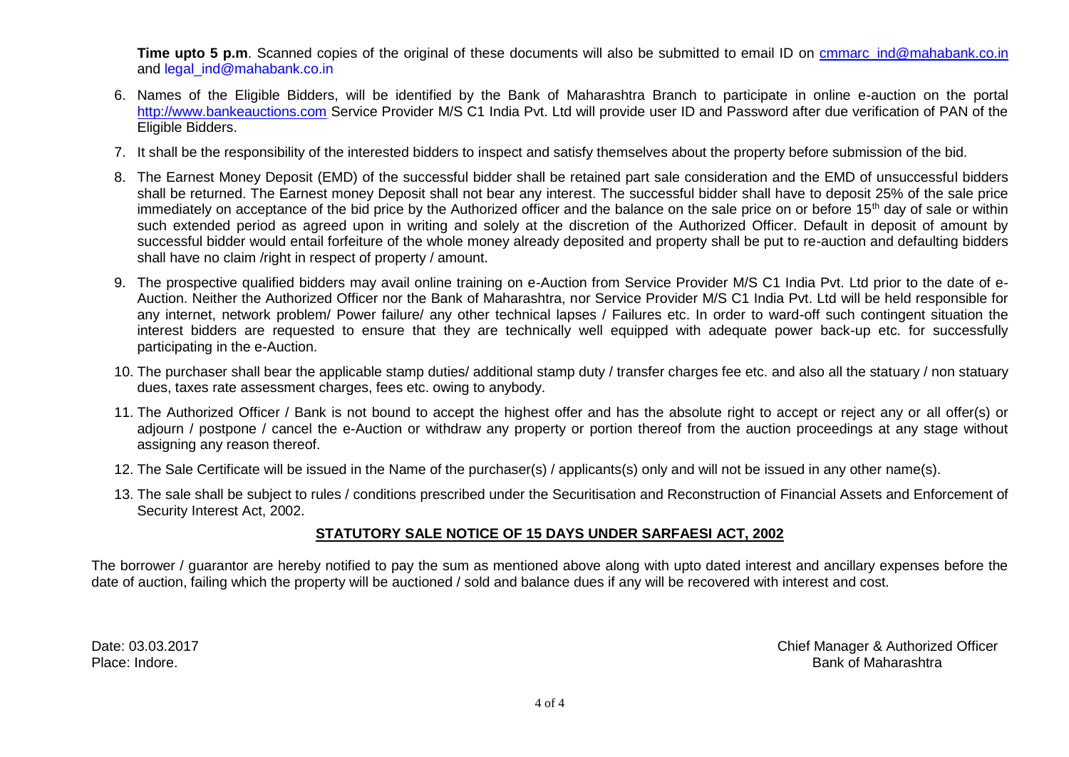**Time upto 5 p.m**. Scanned copies of the original of these documents will also be submitted to email ID on cmmarc_ind@mahabank.co.in and legal_ind@mahabank.co.in

6. Names of the Eligible Bidders, will be identified by the Bank of Maharashtra Branch to participate in online e-auction on the portal http://www.bankeauctions.com Service Provider M/S C1 India Pvt. Ltd will provide user ID and Password after due verification of PAN of the Eligible Bidders.

7. It shall be the responsibility of the interested bidders to inspect and satisfy themselves about the property before submission of the bid.

8. The Earnest Money Deposit (EMD) of the successful bidder shall be retained part sale consideration and the EMD of unsuccessful bidders shall be returned. The Earnest money Deposit shall not bear any interest. The successful bidder shall have to deposit 25% of the sale price immediately on acceptance of the bid price by the Authorized officer and the balance on the sale price on or before 15th day of sale or within such extended period as agreed upon in writing and solely at the discretion of the Authorized Officer. Default in deposit of amount by successful bidder would entail forfeiture of the whole money already deposited and property shall be put to re-auction and defaulting bidders shall have no claim /right in respect of property / amount.

9. The prospective qualified bidders may avail online training on e-Auction from Service Provider M/S C1 India Pvt. Ltd prior to the date of e-Auction. Neither the Authorized Officer nor the Bank of Maharashtra, nor Service Provider M/S C1 India Pvt. Ltd will be held responsible for any internet, network problem/ Power failure/ any other technical lapses / Failures etc. In order to ward-off such contingent situation the interest bidders are requested to ensure that they are technically well equipped with adequate power back-up etc. for successfully participating in the e-Auction.

10. The purchaser shall bear the applicable stamp duties/ additional stamp duty / transfer charges fee etc. and also all the statuary / non statuary dues, taxes rate assessment charges, fees etc. owing to anybody.

11. The Authorized Officer / Bank is not bound to accept the highest offer and has the absolute right to accept or reject any or all offer(s) or adjourn / postpone / cancel the e-Auction or withdraw any property or portion thereof from the auction proceedings at any stage without assigning any reason thereof.

12. The Sale Certificate will be issued in the Name of the purchaser(s) / applicants(s) only and will not be issued in any other name(s).

13. The sale shall be subject to rules / conditions prescribed under the Securitisation and Reconstruction of Financial Assets and Enforcement of Security Interest Act, 2002.

## **STATUTORY SALE NOTICE OF 15 DAYS UNDER SARFAESI ACT, 2002**

The borrower / guarantor are hereby notified to pay the sum as mentioned above along with upto dated interest and ancillary expenses before the date of auction, failing which the property will be auctioned / sold and balance dues if any will be recovered with interest and cost.

Date: 03.03.2017
Place: Indore.

Chief Manager & Authorized Officer
Bank of Maharashtra